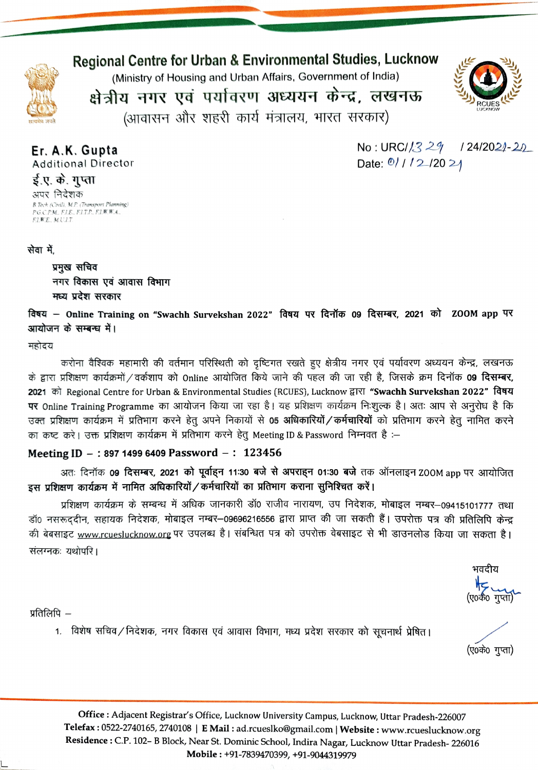# Regional Centre for Urban & Environmental Studies, Lucknow

(Ministry of Housing and Urban Affairs, Government of India)

# क्षेत्रीय नगर एवं पर्यावरण अध्ययन केन्द्र, लखनऊ

(आवासन और शहरी कार्य मंत्रालय, भारत सरकार)

**Er. A.K. Gupta**
Additional Director
ई.ए. के. गुप्ता
अपर निदेशक
B.Tech (Civil), M.P. (Transport Planning)
PGCPM, FIE, FITP, FIWWA,
FIWE, MUIT

No : URC/1329 / 24/2021-22
Date: 01/12/2021

सेवा में,

**प्रमुख सचिव**
**नगर विकास एवं आवास विभाग**
**मध्य प्रदेश सरकार**

**विषय – Online Training on "Swachh Survekshan 2022" विषय पर दिनॉक 09 दिसम्बर, 2021 को ZOOM app पर आयोजन के सम्बन्ध में।**

महोदय

करोना वैश्विक महामारी की वर्तमान परिस्थिती को दृष्टिगत रखते हुए क्षेत्रीय नगर एवं पर्यावरण अध्ययन केन्द्र, लखनऊ के द्वारा प्रशिक्षण कार्यक्रमों/वर्कशाप को Online आयोजित किये जाने की पहल की जा रही है, जिसके क्रम दिनॉक **09 दिसम्बर, 2021** को Regional Centre for Urban & Environmental Studies (RCUES), Lucknow द्वारा **"Swachh Survekshan 2022" विषय पर** Online Training Programme का आयोजन किया जा रहा है। यह प्रशिक्षण कार्यक्रम निःशुल्क है। अतः आप से अनुरोध है कि उक्त प्रशिक्षण कार्यक्रम में प्रतिभाग करने हेतु अपने निकायों से **05 अधिकारियों/कर्मचारियों** को प्रतिभाग करने हेतु नामित करने का कष्ट करे। उक्त प्रशिक्षण कार्यक्रम में प्रतिभाग करने हेतु Meeting ID & Password निम्नवत है :–

**Meeting ID – : 897 1499 6409 Password – : 123456**

अतः दिनॉक **09 दिसम्बर, 2021 को पूर्वाह्न 11:30 बजे से अपराह्न 01:30 बजे** तक ऑनलाइन ZOOM app पर आयोजित **इस प्रशिक्षण कार्यक्रम में नामित अधिकारियों/कर्मचारियों का प्रतिभाग कराना सुनिश्चित करें।**

प्रशिक्षण कार्यक्रम के सम्बन्ध में अधिक जानकारी डॉ0 राजीव नारायण, उप निदेशक, मोबाइल नम्बर–09415101777 तथा डॉ0 नसरूद्दीन, सहायक निदेशक, मोबाइल नम्बर–09696216556 द्वारा प्राप्त की जा सकती हैं। उपरोक्त पत्र की प्रतिलिपि केन्द्र की बेवसाइट www.rcueslucknow.org पर उपलब्ध है। संबन्धित पत्र को उपरोक्त वेबसाइट से भी डाउनलोड किया जा सकता है।
संलग्नकः यथोपरि।

भवदीय

(ए0के0 गुप्ता)

प्रतिलिपि –

1. विशेष सचिव/निदेशक, नगर विकास एवं आवास विभाग, मध्य प्रदेश सरकार को सूचनार्थ प्रेषित।

(ए0के0 गुप्ता)

**Office :** Adjacent Registrar's Office, Lucknow University Campus, Lucknow, Uttar Pradesh-226007
**Telefax :** 0522-2740165, 2740108 | **E Mail :** ad.rcueslko@gmail.com | **Website :** www.rcueslucknow.org
**Residence :** C.P. 102– B Block, Near St. Dominic School, Indira Nagar, Lucknow Uttar Pradesh- 226016
**Mobile :** +91-7839470399, +91-9044319979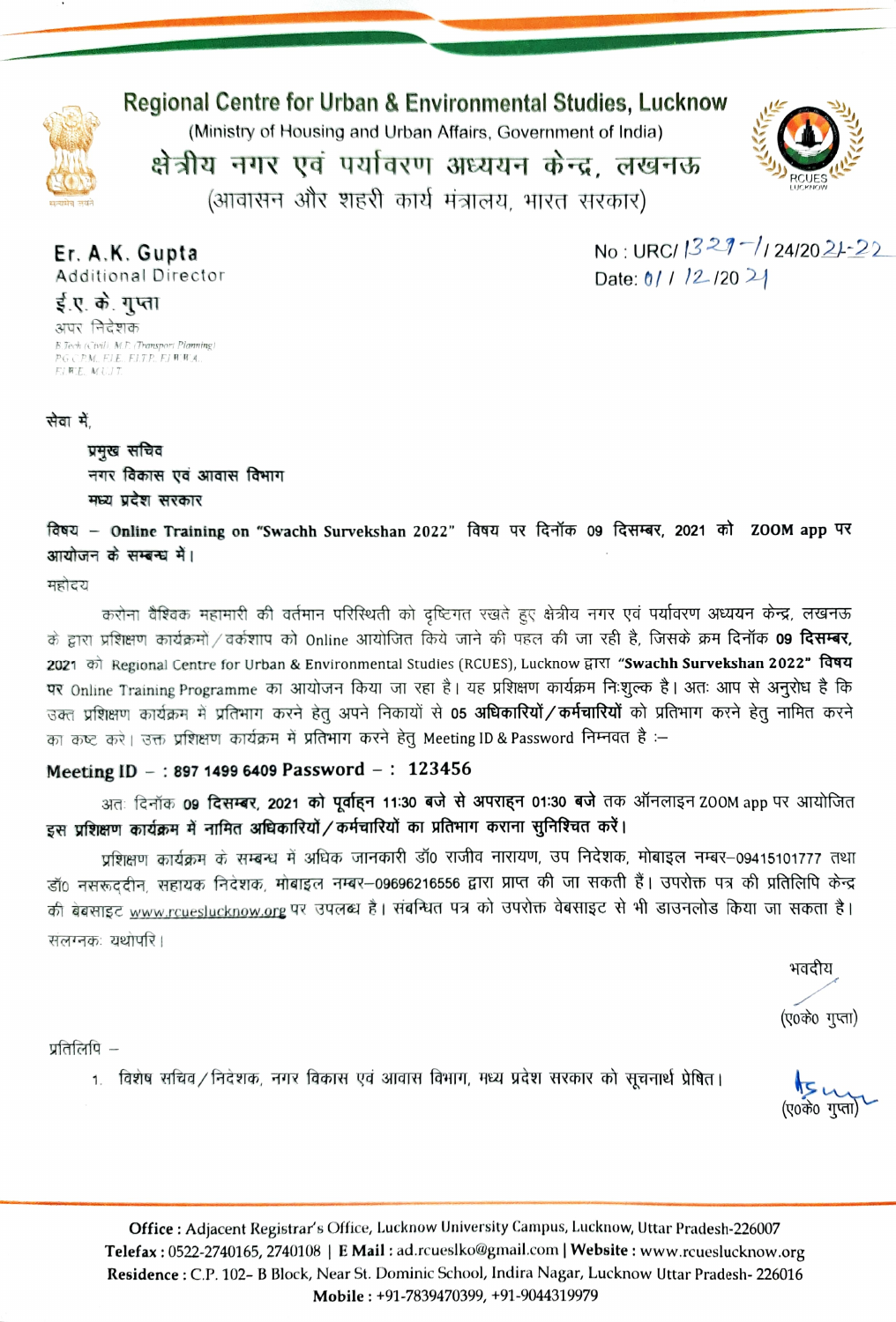# Regional Centre for Urban & Environmental Studies, Lucknow

(Ministry of Housing and Urban Affairs, Government of India)

# क्षेत्रीय नगर एवं पर्यावरण अध्ययन केन्द्र, लखनऊ

(आवासन और शहरी कार्य मंत्रालय, भारत सरकार)

**Er. A.K. Gupta**
Additional Director
ई.ए. के. गुप्ता
अपर निदेशक
B.Tech (Civil), M.E (Transport Planning)
PG CPM, FIE, FITP, FIRWA,
FIWE, MCIT

No : URC/ 1329-1/ 24/2021-22
Date: 01/ 12 /2021

सेवा में,

**प्रमुख सचिव**
**नगर विकास एवं आवास विभाग**
**मध्य प्रदेश सरकार**

**विषय – Online Training on "Swachh Survekshan 2022" विषय पर दिनॉक 09 दिसम्बर, 2021 को ZOOM app पर आयोजन के सम्बन्ध में।**

महोदय

करोना वैश्विक महामारी की वर्तमान परिस्थिती को दृष्टिगत रखते हुए क्षेत्रीय नगर एवं पर्यावरण अध्ययन केन्द्र, लखनऊ के द्वारा प्रशिक्षण कार्यक्रमो/वर्कशाप को Online आयोजित किये जाने की पहल की जा रही है, जिसके क्रम दिनॉक **09 दिसम्बर, 2021** को Regional Centre for Urban & Environmental Studies (RCUES), Lucknow द्वारा **"Swachh Survekshan 2022" विषय पर** Online Training Programme का आयोजन किया जा रहा है। यह प्रशिक्षण कार्यक्रम निःशुल्क है। अतः आप से अनुरोध है कि उक्त प्रशिक्षण कार्यक्रम में प्रतिभाग करने हेतु अपने निकायों से **05 अधिकारियों/कर्मचारियों** को प्रतिभाग करने हेतु नामित करने का कष्ट करें। उक्त प्रशिक्षण कार्यक्रम में प्रतिभाग करने हेतु Meeting ID & Password निम्नवत है :–

**Meeting ID – : 897 1499 6409 Password – : 123456**

अतः दिनॉक **09 दिसम्बर, 2021 को पूर्वाह्न 11:30 बजे से अपराह्न 01:30 बजे** तक ऑनलाइन ZOOM app पर आयोजित **इस प्रशिक्षण कार्यक्रम में नामित अधिकारियों/कर्मचारियों का प्रतिभाग कराना सुनिश्चित करें।**

प्रशिक्षण कार्यक्रम के सम्बन्ध में अधिक जानकारी डॉ0 राजीव नारायण, उप निदेशक, मोबाइल नम्बर–09415101777 तथा डॉ0 नसरूद्दीन, सहायक निदेशक, मोबाइल नम्बर–09696216556 द्वारा प्राप्त की जा सकती हैं। उपरोक्त पत्र की प्रतिलिपि केन्द्र की बेबसाइट www.rcueslucknow.org पर उपलब्ध है। संबंधित पत्र को उपरोक्त वेबसाइट से भी डाउनलोड किया जा सकता है।

सलग्नकः यथोपरि।

भवदीय

(ए0के0 गुप्ता)

प्रतिलिपि –

1. विशेष सचिव/निदेशक, नगर विकास एवं आवास विभाग, मध्य प्रदेश सरकार को सूचनार्थ प्रेषित।

(ए0के0 गुप्ता)

**Office :** Adjacent Registrar's Office, Lucknow University Campus, Lucknow, Uttar Pradesh-226007
**Telefax :** 0522-2740165, 2740108 | **E Mail :** ad.rcueslko@gmail.com | **Website :** www.rcueslucknow.org
**Residence :** C.P. 102- B Block, Near St. Dominic School, Indira Nagar, Lucknow Uttar Pradesh- 226016
**Mobile :** +91-7839470399, +91-9044319979